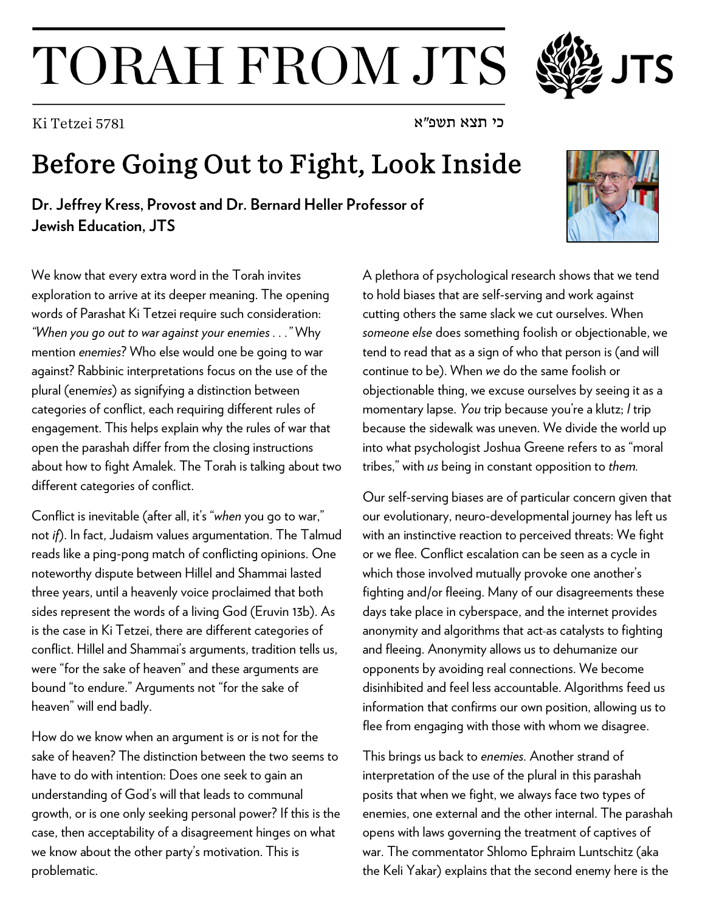# TORAH FROM JTS

Ki Tetzei 5781 — כי תצא תשפ״א

## Before Going Out to Fight, Look Inside

**Dr. Jeffrey Kress, Provost and Dr. Bernard Heller Professor of Jewish Education, JTS**

We know that every extra word in the Torah invites exploration to arrive at its deeper meaning. The opening words of Parashat Ki Tetzei require such consideration: *"When you go out to war against your enemies . . ."* Why mention *enemies*? Who else would one be going to war against? Rabbinic interpretations focus on the use of the plural (enem*ies*) as signifying a distinction between categories of conflict, each requiring different rules of engagement. This helps explain why the rules of war that open the parashah differ from the closing instructions about how to fight Amalek. The Torah is talking about two different categories of conflict.

Conflict is inevitable (after all, it's "*when* you go to war," not *if*). In fact, Judaism values argumentation. The Talmud reads like a ping-pong match of conflicting opinions. One noteworthy dispute between Hillel and Shammai lasted three years, until a heavenly voice proclaimed that both sides represent the words of a living God (Eruvin 13b). As is the case in Ki Tetzei, there are different categories of conflict. Hillel and Shammai's arguments, tradition tells us, were "for the sake of heaven" and these arguments are bound "to endure." Arguments not "for the sake of heaven" will end badly.

How do we know when an argument is or is not for the sake of heaven? The distinction between the two seems to have to do with intention: Does one seek to gain an understanding of God's will that leads to communal growth, or is one only seeking personal power? If this is the case, then acceptability of a disagreement hinges on what we know about the other party's motivation. This is problematic.

A plethora of psychological research shows that we tend to hold biases that are self-serving and work against cutting others the same slack we cut ourselves. When *someone else* does something foolish or objectionable, we tend to read that as a sign of who that person is (and will continue to be). When *we* do the same foolish or objectionable thing, we excuse ourselves by seeing it as a momentary lapse. *You* trip because you're a klutz; *I* trip because the sidewalk was uneven. We divide the world up into what psychologist Joshua Greene refers to as "moral tribes," with *us* being in constant opposition to *them.*

Our self-serving biases are of particular concern given that our evolutionary, neuro-developmental journey has left us with an instinctive reaction to perceived threats: We fight or we flee. Conflict escalation can be seen as a cycle in which those involved mutually provoke one another's fighting and/or fleeing. Many of our disagreements these days take place in cyberspace, and the internet provides anonymity and algorithms that act-as catalysts to fighting and fleeing. Anonymity allows us to dehumanize our opponents by avoiding real connections. We become disinhibited and feel less accountable. Algorithms feed us information that confirms our own position, allowing us to flee from engaging with those with whom we disagree.

This brings us back to *enemies*. Another strand of interpretation of the use of the plural in this parashah posits that when we fight, we always face two types of enemies, one external and the other internal. The parashah opens with laws governing the treatment of captives of war. The commentator Shlomo Ephraim Luntschitz (aka the Keli Yakar) explains that the second enemy here is the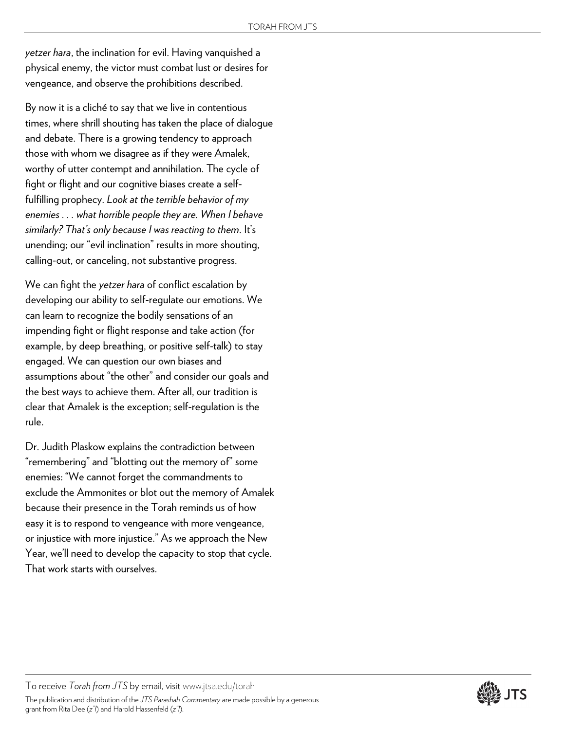*yetzer hara*, the inclination for evil. Having vanquished a physical enemy, the victor must combat lust or desires for vengeance, and observe the prohibitions described.

By now it is a cliché to say that we live in contentious times, where shrill shouting has taken the place of dialogue and debate. There is a growing tendency to approach those with whom we disagree as if they were Amalek, worthy of utter contempt and annihilation. The cycle of fight or flight and our cognitive biases create a self-fulfilling prophecy. *Look at the terrible behavior of my enemies . . . what horrible people they are. When I behave similarly? That's only because I was reacting to them*. It's unending; our "evil inclination" results in more shouting, calling-out, or canceling, not substantive progress.

We can fight the *yetzer hara* of conflict escalation by developing our ability to self-regulate our emotions. We can learn to recognize the bodily sensations of an impending fight or flight response and take action (for example, by deep breathing, or positive self-talk) to stay engaged. We can question our own biases and assumptions about "the other" and consider our goals and the best ways to achieve them. After all, our tradition is clear that Amalek is the exception; self-regulation is the rule.

Dr. Judith Plaskow explains the contradiction between "remembering" and "blotting out the memory of" some enemies: "We cannot forget the commandments to exclude the Ammonites or blot out the memory of Amalek because their presence in the Torah reminds us of how easy it is to respond to vengeance with more vengeance, or injustice with more injustice." As we approach the New Year, we'll need to develop the capacity to stop that cycle. That work starts with ourselves.

To receive *Torah from JTS* by email, visit www.jtsa.edu/torah

The publication and distribution of the *JTS Parashah Commentary* are made possible by a generous grant from Rita Dee (*z"l*) and Harold Hassenfeld (*z"l*).